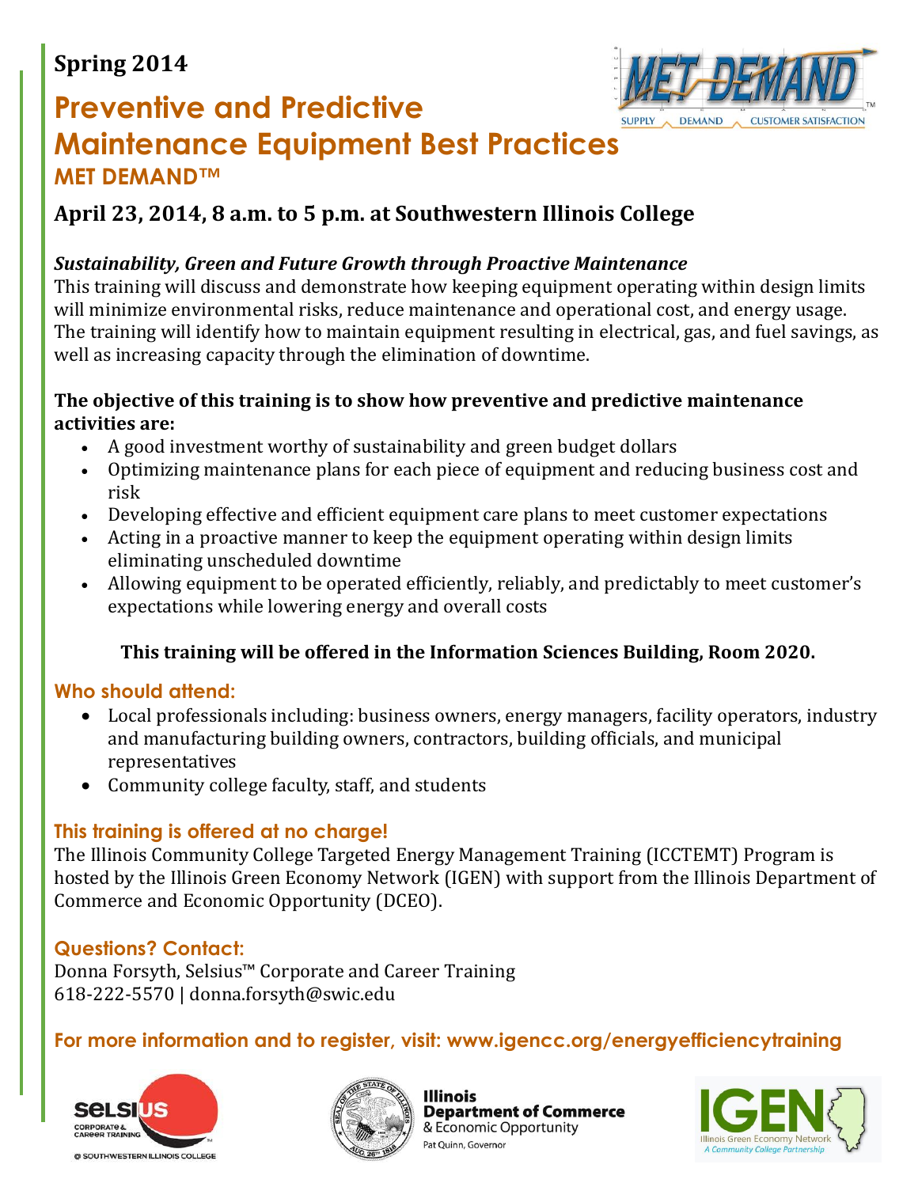**Spring 2014**

# Preventive and Predictive Maintenance Equipment Best Practices

## MET DEMAND™

### April 23, 2014, 8 a.m. to 5 p.m. at Southwestern Illinois College

***Sustainability, Green and Future Growth through Proactive Maintenance***

This training will discuss and demonstrate how keeping equipment operating within design limits will minimize environmental risks, reduce maintenance and operational cost, and energy usage. The training will identify how to maintain equipment resulting in electrical, gas, and fuel savings, as well as increasing capacity through the elimination of downtime.

**The objective of this training is to show how preventive and predictive maintenance activities are:**

- A good investment worthy of sustainability and green budget dollars
- Optimizing maintenance plans for each piece of equipment and reducing business cost and risk
- Developing effective and efficient equipment care plans to meet customer expectations
- Acting in a proactive manner to keep the equipment operating within design limits eliminating unscheduled downtime
- Allowing equipment to be operated efficiently, reliably, and predictably to meet customer's expectations while lowering energy and overall costs

**This training will be offered in the Information Sciences Building, Room 2020.**

### Who should attend:

- Local professionals including: business owners, energy managers, facility operators, industry and manufacturing building owners, contractors, building officials, and municipal representatives
- Community college faculty, staff, and students

### This training is offered at no charge!

The Illinois Community College Targeted Energy Management Training (ICCTEMT) Program is hosted by the Illinois Green Economy Network (IGEN) with support from the Illinois Department of Commerce and Economic Opportunity (DCEO).

### Questions? Contact:

Donna Forsyth, Selsius™ Corporate and Career Training
618-222-5570 | donna.forsyth@swic.edu

### For more information and to register, visit: www.igencc.org/energyefficiencytraining

Selsius Corporate & Career Training @ Southwestern Illinois College

Illinois Department of Commerce & Economic Opportunity
Pat Quinn, Governor

IGEN Illinois Green Economy Network
A Community College Partnership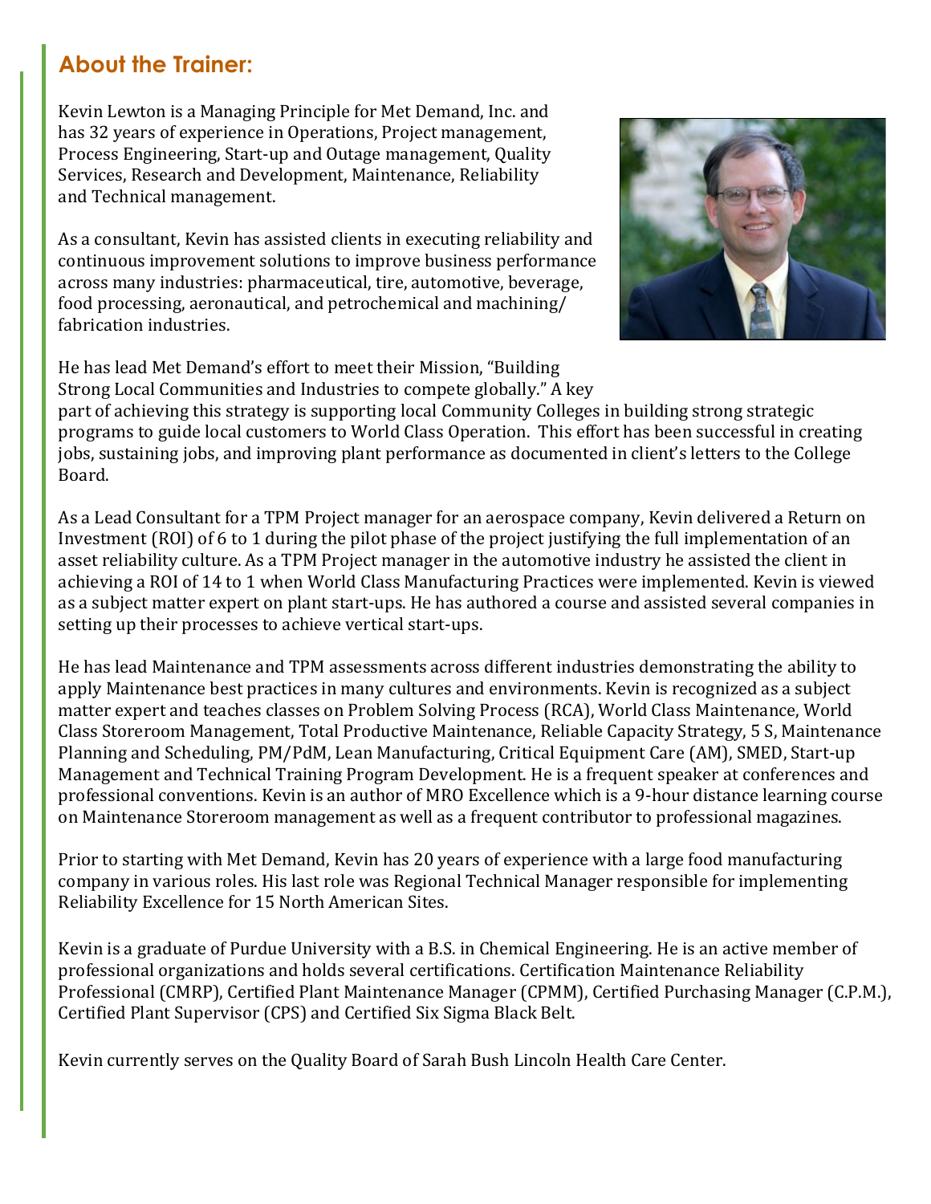## About the Trainer:

Kevin Lewton is a Managing Principle for Met Demand, Inc. and has 32 years of experience in Operations, Project management, Process Engineering, Start-up and Outage management, Quality Services, Research and Development, Maintenance, Reliability and Technical management.

As a consultant, Kevin has assisted clients in executing reliability and continuous improvement solutions to improve business performance across many industries: pharmaceutical, tire, automotive, beverage, food processing, aeronautical, and petrochemical and machining/fabrication industries.

He has lead Met Demand's effort to meet their Mission, "Building Strong Local Communities and Industries to compete globally." A key part of achieving this strategy is supporting local Community Colleges in building strong strategic programs to guide local customers to World Class Operation. This effort has been successful in creating jobs, sustaining jobs, and improving plant performance as documented in client's letters to the College Board.

As a Lead Consultant for a TPM Project manager for an aerospace company, Kevin delivered a Return on Investment (ROI) of 6 to 1 during the pilot phase of the project justifying the full implementation of an asset reliability culture. As a TPM Project manager in the automotive industry he assisted the client in achieving a ROI of 14 to 1 when World Class Manufacturing Practices were implemented. Kevin is viewed as a subject matter expert on plant start-ups. He has authored a course and assisted several companies in setting up their processes to achieve vertical start-ups.

He has lead Maintenance and TPM assessments across different industries demonstrating the ability to apply Maintenance best practices in many cultures and environments. Kevin is recognized as a subject matter expert and teaches classes on Problem Solving Process (RCA), World Class Maintenance, World Class Storeroom Management, Total Productive Maintenance, Reliable Capacity Strategy, 5 S, Maintenance Planning and Scheduling, PM/PdM, Lean Manufacturing, Critical Equipment Care (AM), SMED, Start-up Management and Technical Training Program Development. He is a frequent speaker at conferences and professional conventions. Kevin is an author of MRO Excellence which is a 9-hour distance learning course on Maintenance Storeroom management as well as a frequent contributor to professional magazines.

Prior to starting with Met Demand, Kevin has 20 years of experience with a large food manufacturing company in various roles. His last role was Regional Technical Manager responsible for implementing Reliability Excellence for 15 North American Sites.

Kevin is a graduate of Purdue University with a B.S. in Chemical Engineering. He is an active member of professional organizations and holds several certifications. Certification Maintenance Reliability Professional (CMRP), Certified Plant Maintenance Manager (CPMM), Certified Purchasing Manager (C.P.M.), Certified Plant Supervisor (CPS) and Certified Six Sigma Black Belt.

Kevin currently serves on the Quality Board of Sarah Bush Lincoln Health Care Center.